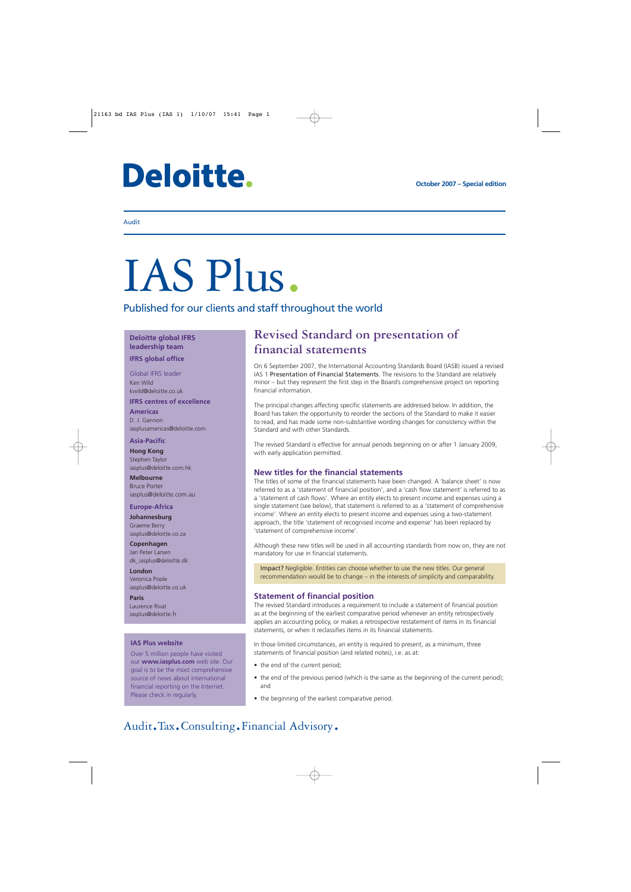Deloitte.

October 2007 – Special edition

Audit

# IAS Plus.

Published for our clients and staff throughout the world

## Revised Standard on presentation of financial statements

On 6 September 2007, the International Accounting Standards Board (IASB) issued a revised IAS 1 Presentation of Financial Statements. The revisions to the Standard are relatively minor – but they represent the first step in the Board's comprehensive project on reporting financial information.

The principal changes affecting specific statements are addressed below. In addition, the Board has taken the opportunity to reorder the sections of the Standard to make it easier to read, and has made some non-substantive wording changes for consistency within the Standard and with other Standards.

The revised Standard is effective for annual periods beginning on or after 1 January 2009, with early application permitted.

### New titles for the financial statements

The titles of some of the financial statements have been changed. A 'balance sheet' is now referred to as a 'statement of financial position', and a 'cash flow statement' is referred to as a 'statement of cash flows'. Where an entity elects to present income and expenses using a single statement (see below), that statement is referred to as a 'statement of comprehensive income'. Where an entity elects to present income and expenses using a two-statement approach, the title 'statement of recognised income and expense' has been replaced by 'statement of comprehensive income'.

Although these new titles will be used in all accounting standards from now on, they are not mandatory for use in financial statements.

**Impact?** Negligible. Entities can choose whether to use the new titles. Our general recommendation would be to change – in the interests of simplicity and comparability.

### Statement of financial position

The revised Standard introduces a requirement to include a statement of financial position as at the beginning of the earliest comparative period whenever an entity retrospectively applies an accounting policy, or makes a retrospective restatement of items in its financial statements, or when it reclassifies items in its financial statements.

In those limited circumstances, an entity is required to present, as a minimum, three statements of financial position (and related notes), i.e. as at:

- the end of the current period;
- the end of the previous period (which is the same as the beginning of the current period); and
- the beginning of the earliest comparative period.

**Deloitte global IFRS leadership team**

**IFRS global office**

Global IFRS leader
Ken Wild
kwild@deloitte.co.uk

**IFRS centres of excellence**

**Americas**
D. J. Gannon
iasplusamericas@deloitte.com

**Asia-Pacific**

**Hong Kong**
Stephen Taylor
iasplus@deloitte.com.hk

**Melbourne**
Bruce Porter
iasplus@deloitte.com.au

**Europe-Africa**

**Johannesburg**
Graeme Berry
iasplus@deloitte.co.za

**Copenhagen**
Jan Peter Larsen
dk_iasplus@deloitte.dk

**London**
Veronica Poole
iasplus@deloitte.co.uk

**Paris**
Laurence Rivat
iasplus@deloitte.fr

**IAS Plus website**

Over 5 million people have visited our **www.iasplus.com** web site. Our goal is to be the most comprehensive source of news about international financial reporting on the Internet. Please check in regularly.

Audit. Tax. Consulting. Financial Advisory.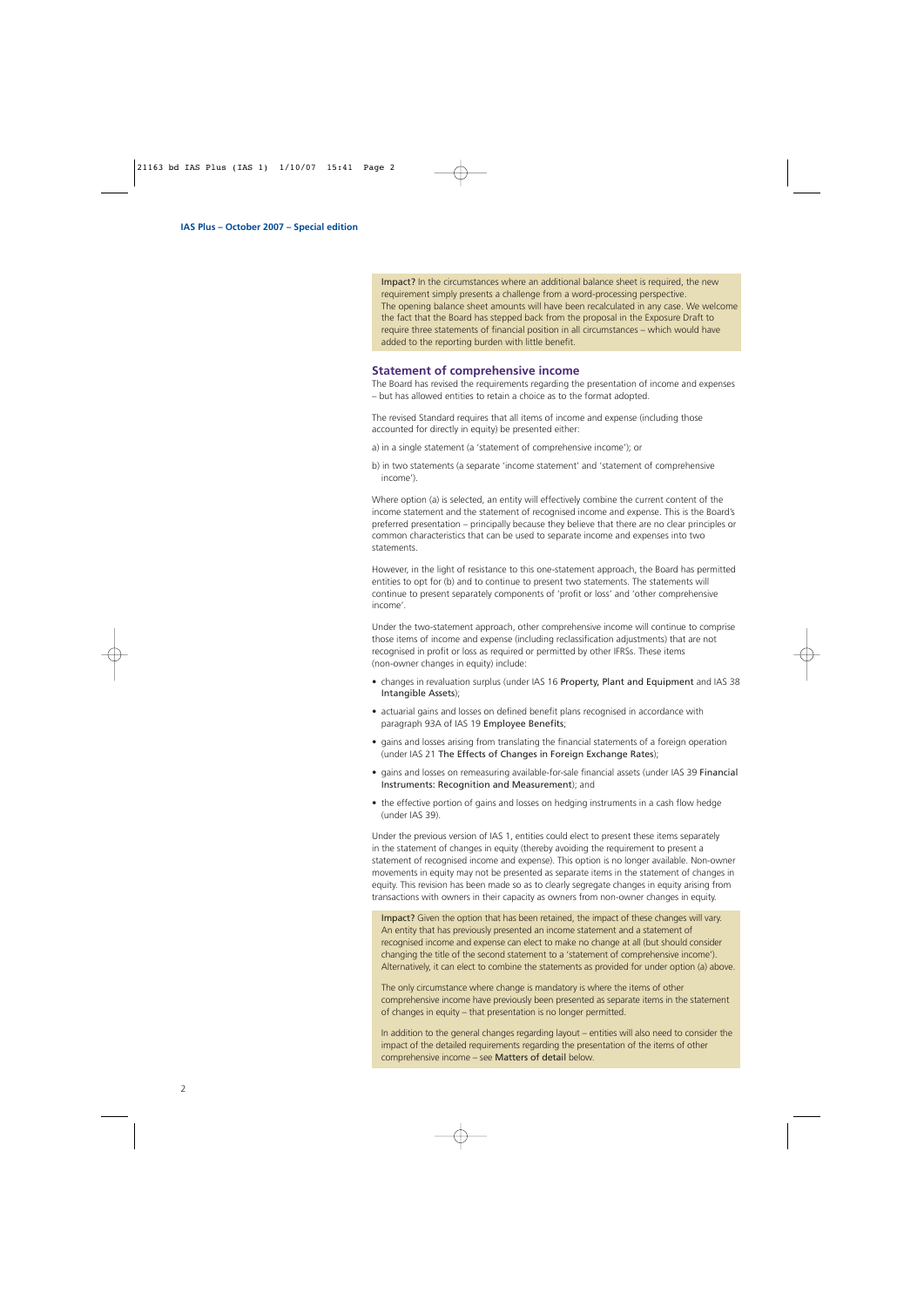**Impact?** In the circumstances where an additional balance sheet is required, the new requirement simply presents a challenge from a word-processing perspective. The opening balance sheet amounts will have been recalculated in any case. We welcome the fact that the Board has stepped back from the proposal in the Exposure Draft to require three statements of financial position in all circumstances – which would have added to the reporting burden with little benefit.

## Statement of comprehensive income

The Board has revised the requirements regarding the presentation of income and expenses – but has allowed entities to retain a choice as to the format adopted.

The revised Standard requires that all items of income and expense (including those accounted for directly in equity) be presented either:

a) in a single statement (a 'statement of comprehensive income'); or

b) in two statements (a separate 'income statement' and 'statement of comprehensive income').

Where option (a) is selected, an entity will effectively combine the current content of the income statement and the statement of recognised income and expense. This is the Board's preferred presentation – principally because they believe that there are no clear principles or common characteristics that can be used to separate income and expenses into two statements.

However, in the light of resistance to this one-statement approach, the Board has permitted entities to opt for (b) and to continue to present two statements. The statements will continue to present separately components of 'profit or loss' and 'other comprehensive income'.

Under the two-statement approach, other comprehensive income will continue to comprise those items of income and expense (including reclassification adjustments) that are not recognised in profit or loss as required or permitted by other IFRSs. These items (non-owner changes in equity) include:

- changes in revaluation surplus (under IAS 16 Property, Plant and Equipment and IAS 38 Intangible Assets);
- actuarial gains and losses on defined benefit plans recognised in accordance with paragraph 93A of IAS 19 Employee Benefits;
- gains and losses arising from translating the financial statements of a foreign operation (under IAS 21 The Effects of Changes in Foreign Exchange Rates);
- gains and losses on remeasuring available-for-sale financial assets (under IAS 39 Financial Instruments: Recognition and Measurement); and
- the effective portion of gains and losses on hedging instruments in a cash flow hedge (under IAS 39).

Under the previous version of IAS 1, entities could elect to present these items separately in the statement of changes in equity (thereby avoiding the requirement to present a statement of recognised income and expense). This option is no longer available. Non-owner movements in equity may not be presented as separate items in the statement of changes in equity. This revision has been made so as to clearly segregate changes in equity arising from transactions with owners in their capacity as owners from non-owner changes in equity.

**Impact?** Given the option that has been retained, the impact of these changes will vary. An entity that has previously presented an income statement and a statement of recognised income and expense can elect to make no change at all (but should consider changing the title of the second statement to a 'statement of comprehensive income'). Alternatively, it can elect to combine the statements as provided for under option (a) above.

The only circumstance where change is mandatory is where the items of other comprehensive income have previously been presented as separate items in the statement of changes in equity – that presentation is no longer permitted.

In addition to the general changes regarding layout – entities will also need to consider the impact of the detailed requirements regarding the presentation of the items of other comprehensive income – see Matters of detail below.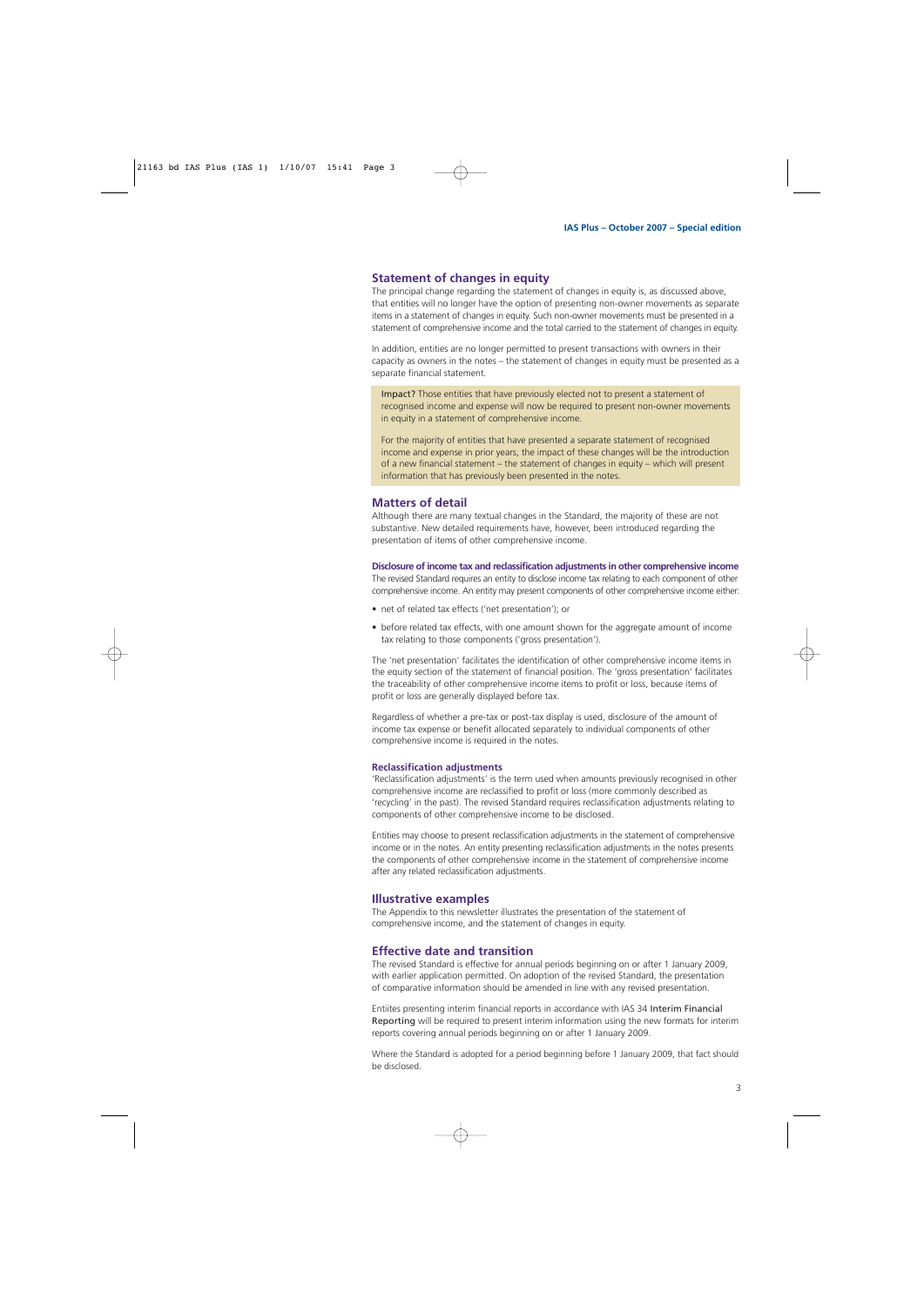## Statement of changes in equity

The principal change regarding the statement of changes in equity is, as discussed above, that entities will no longer have the option of presenting non-owner movements as separate items in a statement of changes in equity. Such non-owner movements must be presented in a statement of comprehensive income and the total carried to the statement of changes in equity.

In addition, entities are no longer permitted to present transactions with owners in their capacity as owners in the notes – the statement of changes in equity must be presented as a separate financial statement.

> **Impact?** Those entities that have previously elected not to present a statement of recognised income and expense will now be required to present non-owner movements in equity in a statement of comprehensive income.
>
> For the majority of entities that have presented a separate statement of recognised income and expense in prior years, the impact of these changes will be the introduction of a new financial statement – the statement of changes in equity – which will present information that has previously been presented in the notes.

## Matters of detail

Although there are many textual changes in the Standard, the majority of these are not substantive. New detailed requirements have, however, been introduced regarding the presentation of items of other comprehensive income.

### Disclosure of income tax and reclassification adjustments in other comprehensive income

The revised Standard requires an entity to disclose income tax relating to each component of other comprehensive income. An entity may present components of other comprehensive income either:

- net of related tax effects ('net presentation'); or
- before related tax effects, with one amount shown for the aggregate amount of income tax relating to those components ('gross presentation').

The 'net presentation' facilitates the identification of other comprehensive income items in the equity section of the statement of financial position. The 'gross presentation' facilitates the traceability of other comprehensive income items to profit or loss, because items of profit or loss are generally displayed before tax.

Regardless of whether a pre-tax or post-tax display is used, disclosure of the amount of income tax expense or benefit allocated separately to individual components of other comprehensive income is required in the notes.

### Reclassification adjustments

'Reclassification adjustments' is the term used when amounts previously recognised in other comprehensive income are reclassified to profit or loss (more commonly described as 'recycling' in the past). The revised Standard requires reclassification adjustments relating to components of other comprehensive income to be disclosed.

Entities may choose to present reclassification adjustments in the statement of comprehensive income or in the notes. An entity presenting reclassification adjustments in the notes presents the components of other comprehensive income in the statement of comprehensive income after any related reclassification adjustments.

## Illustrative examples

The Appendix to this newsletter illustrates the presentation of the statement of comprehensive income, and the statement of changes in equity.

## Effective date and transition

The revised Standard is effective for annual periods beginning on or after 1 January 2009, with earlier application permitted. On adoption of the revised Standard, the presentation of comparative information should be amended in line with any revised presentation.

Entiites presenting interim financial reports in accordance with IAS 34 Interim Financial Reporting will be required to present interim information using the new formats for interim reports covering annual periods beginning on or after 1 January 2009.

Where the Standard is adopted for a period beginning before 1 January 2009, that fact should be disclosed.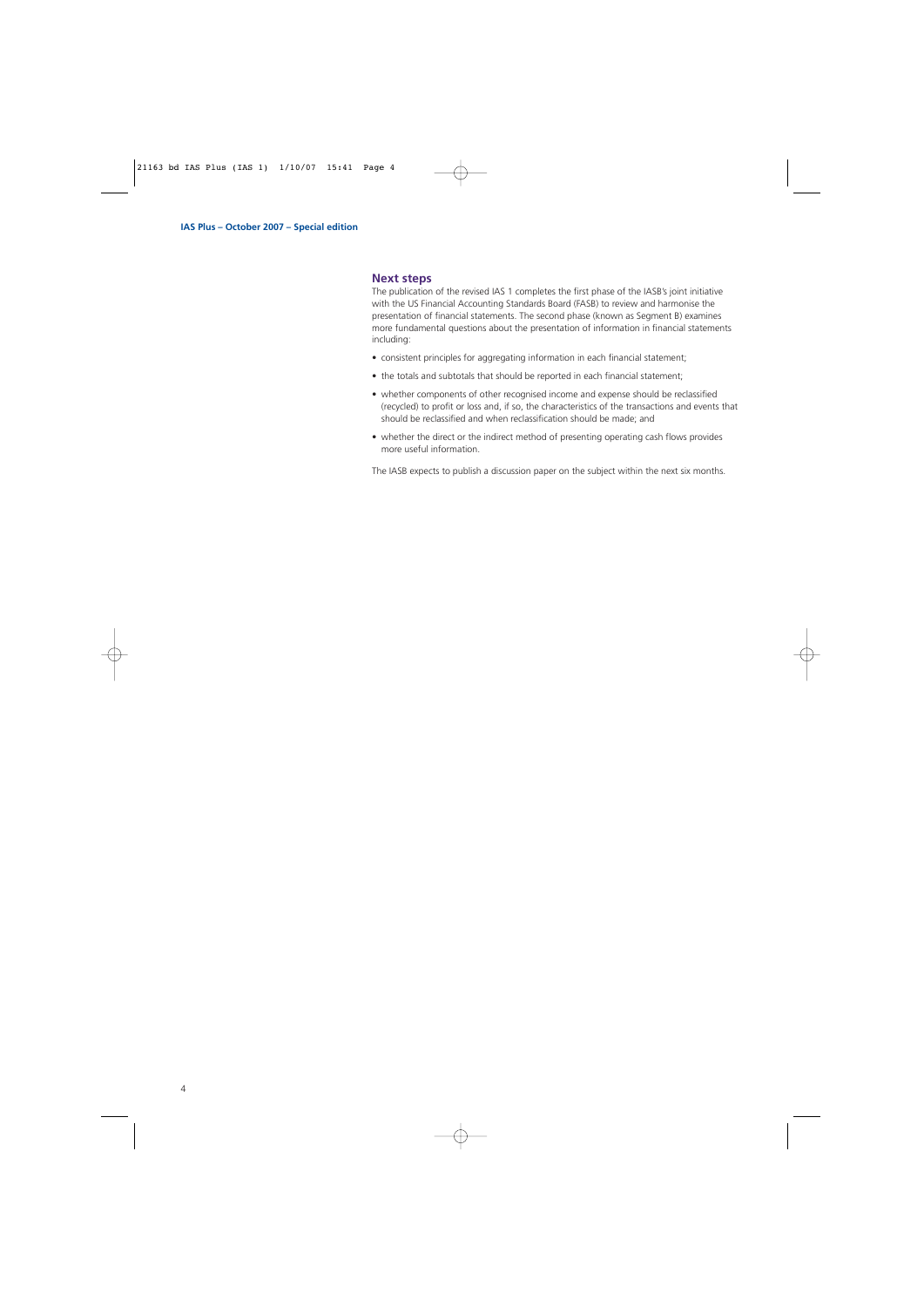## Next steps

The publication of the revised IAS 1 completes the first phase of the IASB's joint initiative with the US Financial Accounting Standards Board (FASB) to review and harmonise the presentation of financial statements. The second phase (known as Segment B) examines more fundamental questions about the presentation of information in financial statements including:

- consistent principles for aggregating information in each financial statement;
- the totals and subtotals that should be reported in each financial statement;
- whether components of other recognised income and expense should be reclassified (recycled) to profit or loss and, if so, the characteristics of the transactions and events that should be reclassified and when reclassification should be made; and
- whether the direct or the indirect method of presenting operating cash flows provides more useful information.

The IASB expects to publish a discussion paper on the subject within the next six months.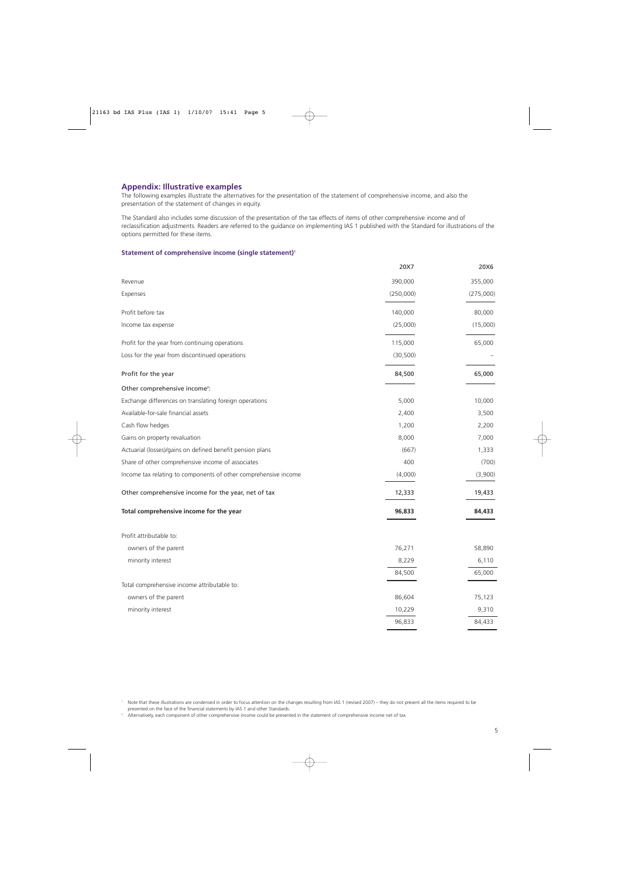## Appendix: Illustrative examples

The following examples illustrate the alternatives for the presentation of the statement of comprehensive income, and also the presentation of the statement of changes in equity.

The Standard also includes some discussion of the presentation of the tax effects of items of other comprehensive income and of reclassification adjustments. Readers are referred to the guidance on implementing IAS 1 published with the Standard for illustrations of the options permitted for these items.

### Statement of comprehensive income (single statement)[1]

| | 20X7 | 20X6 |
|---|---|---|
| Revenue | 390,000 | 355,000 |
| Expenses | (250,000) | (275,000) |
| Profit before tax | 140,000 | 80,000 |
| Income tax expense | (25,000) | (15,000) |
| Profit for the year from continuing operations | 115,000 | 65,000 |
| Loss for the year from discontinued operations | (30,500) | – |
| Profit for the year | 84,500 | 65,000 |
| Other comprehensive income[2]: | | |
| Exchange differences on translating foreign operations | 5,000 | 10,000 |
| Available-for-sale financial assets | 2,400 | 3,500 |
| Cash flow hedges | 1,200 | 2,200 |
| Gains on property revaluation | 8,000 | 7,000 |
| Actuarial (losses)/gains on defined benefit pension plans | (667) | 1,333 |
| Share of other comprehensive income of associates | 400 | (700) |
| Income tax relating to components of other comprehensive income | (4,000) | (3,900) |
| Other comprehensive income for the year, net of tax | 12,333 | 19,433 |
| **Total comprehensive income for the year** | **96,833** | **84,433** |
| Profit attributable to: | | |
| owners of the parent | 76,271 | 58,890 |
| minority interest | 8,229 | 6,110 |
| | 84,500 | 65,000 |
| Total comprehensive income attributable to: | | |
| owners of the parent | 86,604 | 75,123 |
| minority interest | 10,229 | 9,310 |
| | 96,833 | 84,433 |

[1] Note that these illustrations are condensed in order to focus attention on the changes resulting from IAS 1 (revised 2007) – they do not present all the items required to be presented on the face of the financial statements by IAS 1 and other Standards.

[2] Alternatively, each component of other comprehensive income could be presented in the statement of comprehensive income net of tax.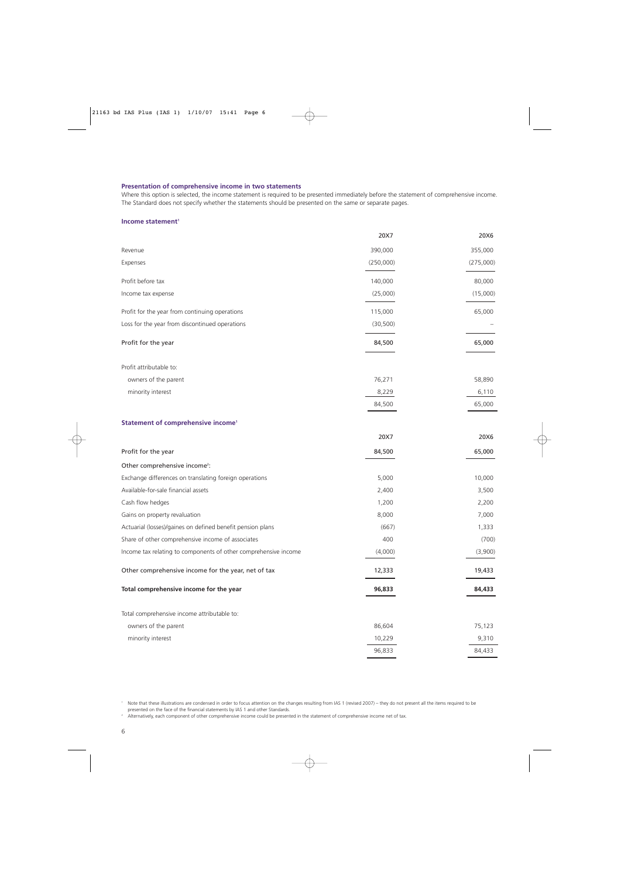### Presentation of comprehensive income in two statements

Where this option is selected, the income statement is required to be presented immediately before the statement of comprehensive income. The Standard does not specify whether the statements should be presented on the same or separate pages.

#### Income statement[1]

| | 20X7 | 20X6 |
|---|---|---|
| Revenue | 390,000 | 355,000 |
| Expenses | (250,000) | (275,000) |
| Profit before tax | 140,000 | 80,000 |
| Income tax expense | (25,000) | (15,000) |
| Profit for the year from continuing operations | 115,000 | 65,000 |
| Loss for the year from discontinued operations | (30,500) | – |
| Profit for the year | 84,500 | 65,000 |
| Profit attributable to: | | |
| owners of the parent | 76,271 | 58,890 |
| minority interest | 8,229 | 6,110 |
| | 84,500 | 65,000 |

#### Statement of comprehensive income[1]

| | 20X7 | 20X6 |
|---|---|---|
| Profit for the year | 84,500 | 65,000 |
| Other comprehensive income[2]: | | |
| Exchange differences on translating foreign operations | 5,000 | 10,000 |
| Available-for-sale financial assets | 2,400 | 3,500 |
| Cash flow hedges | 1,200 | 2,200 |
| Gains on property revaluation | 8,000 | 7,000 |
| Actuarial (losses)/gaines on defined benefit pension plans | (667) | 1,333 |
| Share of other comprehensive income of associates | 400 | (700) |
| Income tax relating to components of other comprehensive income | (4,000) | (3,900) |
| Other comprehensive income for the year, net of tax | 12,333 | 19,433 |
| **Total comprehensive income for the year** | **96,833** | **84,433** |
| Total comprehensive income attributable to: | | |
| owners of the parent | 86,604 | 75,123 |
| minority interest | 10,229 | 9,310 |
| | 96,833 | 84,433 |

[1] Note that these illustrations are condensed in order to focus attention on the changes resulting from IAS 1 (revised 2007) – they do not present all the items required to be presented on the face of the financial statements by IAS 1 and other Standards.

[2] Alternatively, each component of other comprehensive income could be presented in the statement of comprehensive income net of tax.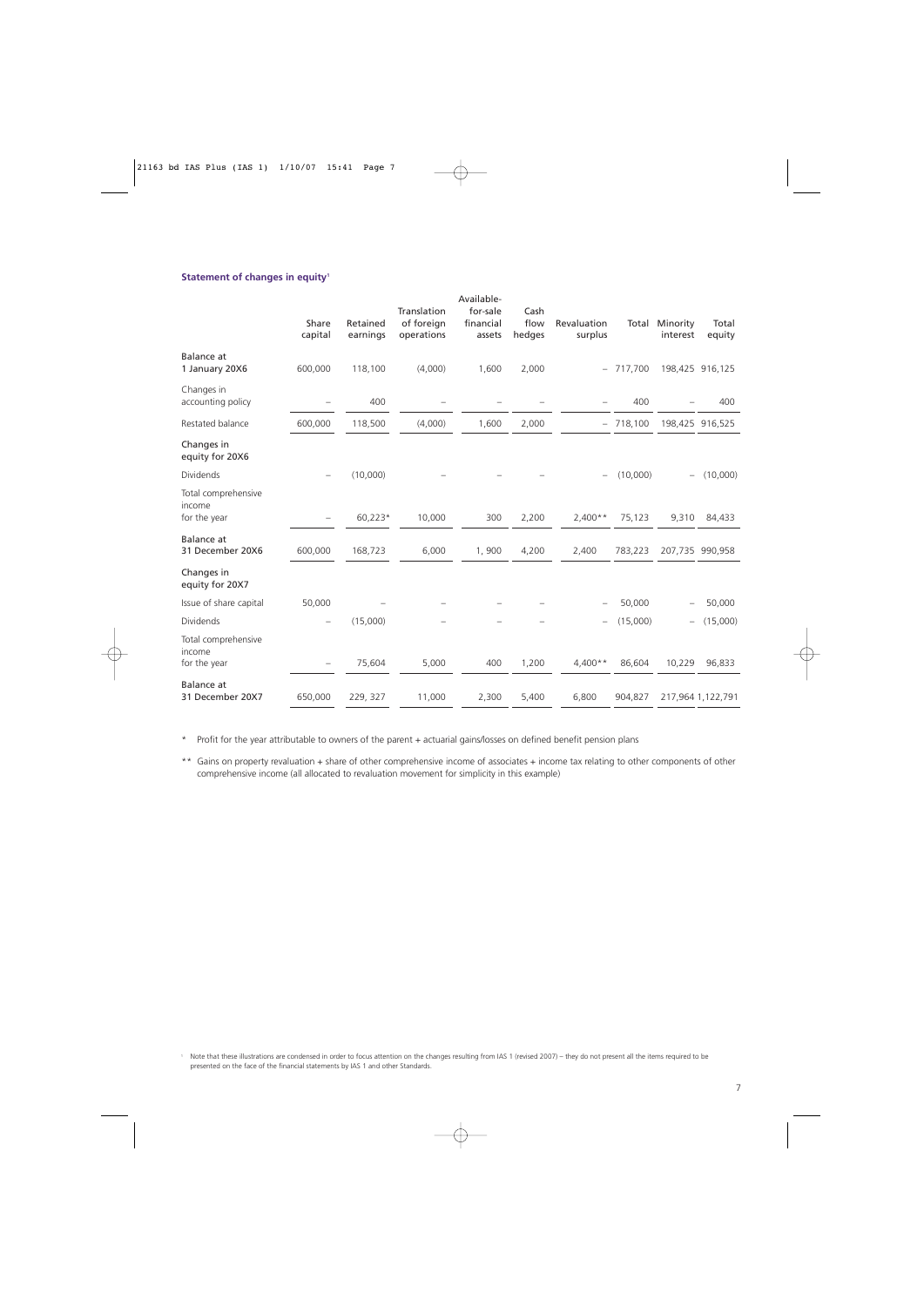### Statement of changes in equity[1]

| | Share capital | Retained earnings | Translation of foreign operations | Available-for-sale financial assets | Cash flow hedges | Revaluation surplus | Total | Minority interest | Total equity |
|---|---|---|---|---|---|---|---|---|---|
| Balance at 1 January 20X6 | 600,000 | 118,100 | (4,000) | 1,600 | 2,000 | – | 717,700 | 198,425 | 916,125 |
| Changes in accounting policy | – | 400 | – | – | – | – | 400 | – | 400 |
| Restated balance | 600,000 | 118,500 | (4,000) | 1,600 | 2,000 | – | 718,100 | 198,425 | 916,525 |
| Changes in equity for 20X6 | | | | | | | | | |
| Dividends | – | (10,000) | – | – | – | – | (10,000) | – | (10,000) |
| Total comprehensive income for the year | – | 60,223* | 10,000 | 300 | 2,200 | 2,400** | 75,123 | 9,310 | 84,433 |
| Balance at 31 December 20X6 | 600,000 | 168,723 | 6,000 | 1, 900 | 4,200 | 2,400 | 783,223 | 207,735 | 990,958 |
| Changes in equity for 20X7 | | | | | | | | | |
| Issue of share capital | 50,000 | – | – | – | – | – | 50,000 | – | 50,000 |
| Dividends | – | (15,000) | – | – | – | – | (15,000) | – | (15,000) |
| Total comprehensive income for the year | – | 75,604 | 5,000 | 400 | 1,200 | 4,400** | 86,604 | 10,229 | 96,833 |
| Balance at 31 December 20X7 | 650,000 | 229, 327 | 11,000 | 2,300 | 5,400 | 6,800 | 904,827 | 217,964 | 1,122,791 |

\* Profit for the year attributable to owners of the parent + actuarial gains/losses on defined benefit pension plans

\*\* Gains on property revaluation + share of other comprehensive income of associates + income tax relating to other components of other comprehensive income (all allocated to revaluation movement for simplicity in this example)

[1] Note that these illustrations are condensed in order to focus attention on the changes resulting from IAS 1 (revised 2007) – they do not present all the items required to be presented on the face of the financial statements by IAS 1 and other Standards.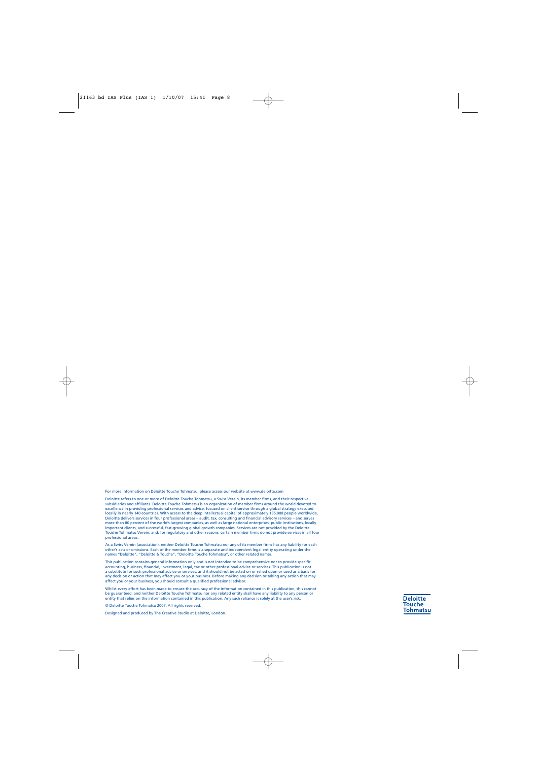For more information on Deloitte Touche Tohmatsu, please access our website at www.deloitte.com

Deloitte refers to one or more of Deloitte Touche Tohmatsu, a Swiss Verein, its member firms, and their respective subsidiaries and affiliates. Deloitte Touche Tohmatsu is an organization of member firms around the world devoted to excellence in providing professional services and advice, focused on client service through a global strategy executed locally in nearly 140 countries. With access to the deep intellectual capital of approximately 135,000 people worldwide, Deloitte delivers services in four professional areas – audit, tax, consulting and financial advisory services – and serves more than 80 percent of the world's largest companies, as well as large national enterprises, public institutions, locally important clients, and successful, fast-growing global growth companies. Services are not provided by the Deloitte Touche Tohmatsu Verein, and, for regulatory and other reasons, certain member firms do not provide services in all four professional areas.

As a Swiss Verein (association), neither Deloitte Touche Tohmatsu nor any of its member firms has any liability for each other's acts or omissions. Each of the member firms is a separate and independent legal entity operating under the names "Deloitte", "Deloitte & Touche", "Deloitte Touche Tohmatsu", or other related names.

This publication contains general information only and is not intended to be comprehensive nor to provide specific accounting, business, financial, investment, legal, tax or other professional advice or services. This publication is not a substitute for such professional advice or services, and it should not be acted on or relied upon or used as a basis for any decision or action that may affect you or your business. Before making any decision or taking any action that may affect you or your business, you should consult a qualified professional advisor.

Whilst every effort has been made to ensure the accuracy of the information contained in this publication, this cannot be guaranteed, and neither Deloitte Touche Tohmatsu nor any related entity shall have any liability to any person or entity that relies on the information contained in this publication. Any such reliance is solely at the user's risk.

© Deloitte Touche Tohmatsu 2007. All rights reserved.

Designed and produced by The Creative Studio at Deloitte, London.

Deloitte
Touche
Tohmatsu